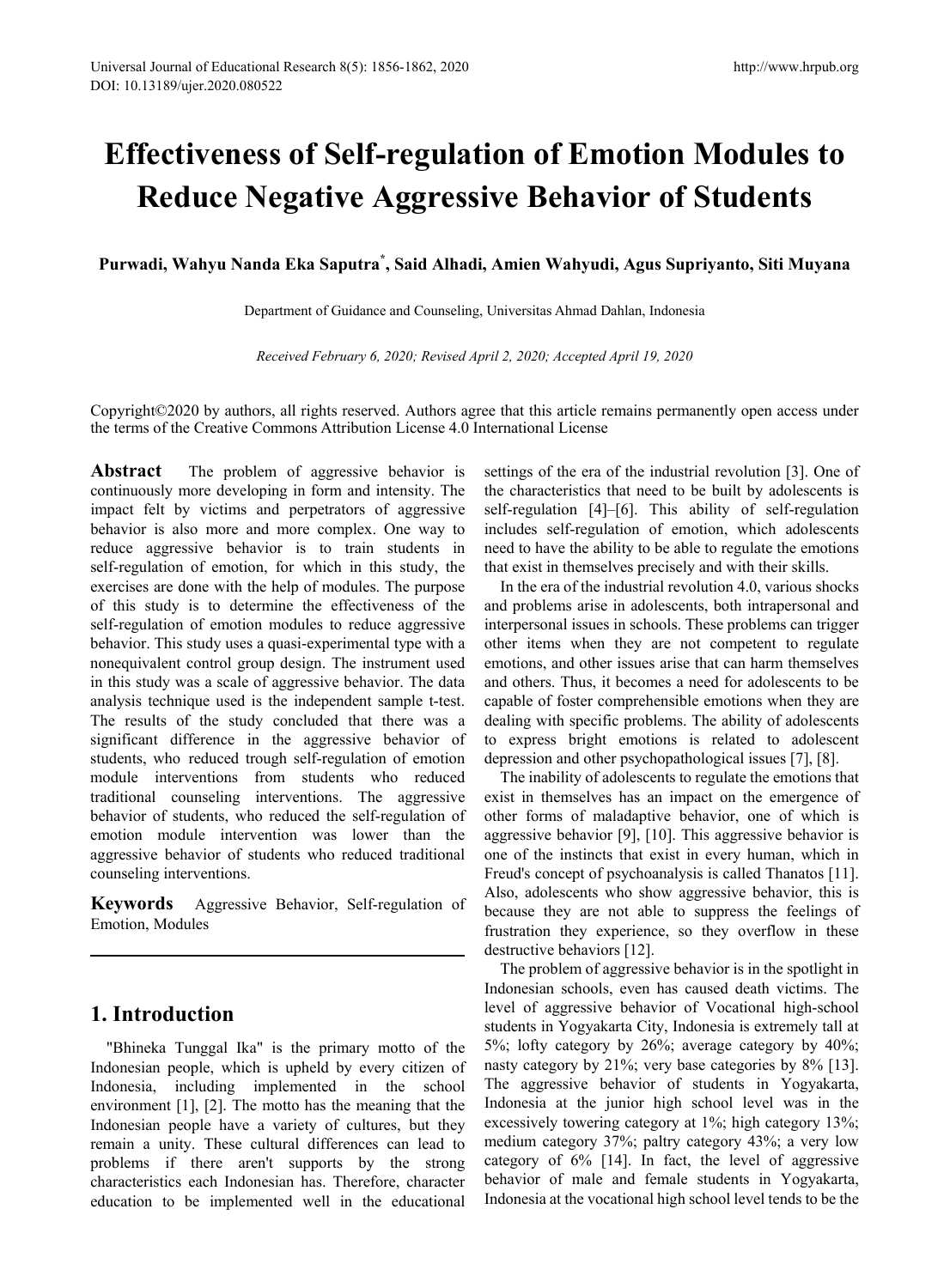# Effectiveness of Self-regulation of Emotion Modules to Reduce Negative Aggressive Behavior of Students

**Purwadi, Wahyu Nanda Eka Saputra*, Said Alhadi, Amien Wahyudi, Agus Supriyanto, Siti Muyana**

Department of Guidance and Counseling, Universitas Ahmad Dahlan, Indonesia

*Received February 6, 2020; Revised April 2, 2020; Accepted April 19, 2020*

Copyright©2020 by authors, all rights reserved. Authors agree that this article remains permanently open access under the terms of the Creative Commons Attribution License 4.0 International License

**Abstract** The problem of aggressive behavior is continuously more developing in form and intensity. The impact felt by victims and perpetrators of aggressive behavior is also more and more complex. One way to reduce aggressive behavior is to train students in self-regulation of emotion, for which in this study, the exercises are done with the help of modules. The purpose of this study is to determine the effectiveness of the self-regulation of emotion modules to reduce aggressive behavior. This study uses a quasi-experimental type with a nonequivalent control group design. The instrument used in this study was a scale of aggressive behavior. The data analysis technique used is the independent sample t-test. The results of the study concluded that there was a significant difference in the aggressive behavior of students, who reduced trough self-regulation of emotion module interventions from students who reduced traditional counseling interventions. The aggressive behavior of students, who reduced the self-regulation of emotion module intervention was lower than the aggressive behavior of students who reduced traditional counseling interventions.

**Keywords** Aggressive Behavior, Self-regulation of Emotion, Modules

## 1. Introduction

"Bhineka Tunggal Ika" is the primary motto of the Indonesian people, which is upheld by every citizen of Indonesia, including implemented in the school environment [1], [2]. The motto has the meaning that the Indonesian people have a variety of cultures, but they remain a unity. These cultural differences can lead to problems if there aren't supports by the strong characteristics each Indonesian has. Therefore, character education to be implemented well in the educational settings of the era of the industrial revolution [3]. One of the characteristics that need to be built by adolescents is self-regulation [4]–[6]. This ability of self-regulation includes self-regulation of emotion, which adolescents need to have the ability to be able to regulate the emotions that exist in themselves precisely and with their skills.

In the era of the industrial revolution 4.0, various shocks and problems arise in adolescents, both intrapersonal and interpersonal issues in schools. These problems can trigger other items when they are not competent to regulate emotions, and other issues arise that can harm themselves and others. Thus, it becomes a need for adolescents to be capable of foster comprehensible emotions when they are dealing with specific problems. The ability of adolescents to express bright emotions is related to adolescent depression and other psychopathological issues [7], [8].

The inability of adolescents to regulate the emotions that exist in themselves has an impact on the emergence of other forms of maladaptive behavior, one of which is aggressive behavior [9], [10]. This aggressive behavior is one of the instincts that exist in every human, which in Freud's concept of psychoanalysis is called Thanatos [11]. Also, adolescents who show aggressive behavior, this is because they are not able to suppress the feelings of frustration they experience, so they overflow in these destructive behaviors [12].

The problem of aggressive behavior is in the spotlight in Indonesian schools, even has caused death victims. The level of aggressive behavior of Vocational high-school students in Yogyakarta City, Indonesia is extremely tall at 5%; lofty category by 26%; average category by 40%; nasty category by 21%; very base categories by 8% [13]. The aggressive behavior of students in Yogyakarta, Indonesia at the junior high school level was in the excessively towering category at 1%; high category 13%; medium category 37%; paltry category 43%; a very low category of 6% [14]. In fact, the level of aggressive behavior of male and female students in Yogyakarta, Indonesia at the vocational high school level tends to be the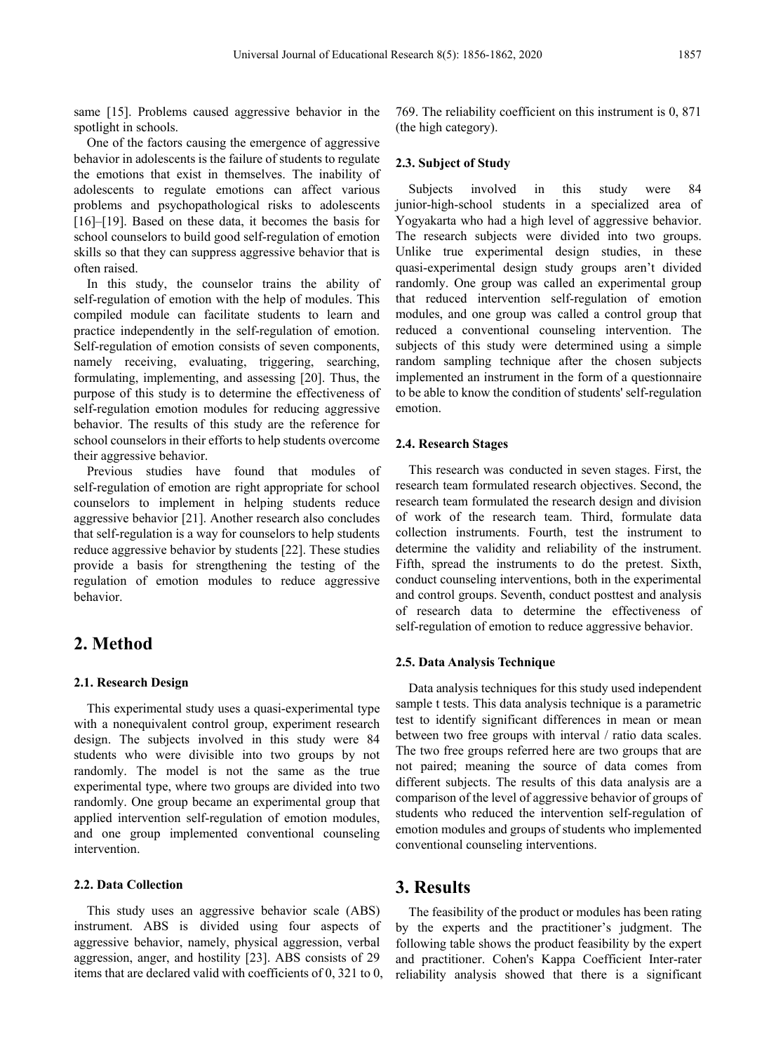same [15]. Problems caused aggressive behavior in the spotlight in schools.

One of the factors causing the emergence of aggressive behavior in adolescents is the failure of students to regulate the emotions that exist in themselves. The inability of adolescents to regulate emotions can affect various problems and psychopathological risks to adolescents [16]–[19]. Based on these data, it becomes the basis for school counselors to build good self-regulation of emotion skills so that they can suppress aggressive behavior that is often raised.

In this study, the counselor trains the ability of self-regulation of emotion with the help of modules. This compiled module can facilitate students to learn and practice independently in the self-regulation of emotion. Self-regulation of emotion consists of seven components, namely receiving, evaluating, triggering, searching, formulating, implementing, and assessing [20]. Thus, the purpose of this study is to determine the effectiveness of self-regulation emotion modules for reducing aggressive behavior. The results of this study are the reference for school counselors in their efforts to help students overcome their aggressive behavior.

Previous studies have found that modules of self-regulation of emotion are right appropriate for school counselors to implement in helping students reduce aggressive behavior [21]. Another research also concludes that self-regulation is a way for counselors to help students reduce aggressive behavior by students [22]. These studies provide a basis for strengthening the testing of the regulation of emotion modules to reduce aggressive behavior.

# 2. Method

### 2.1. Research Design

This experimental study uses a quasi-experimental type with a nonequivalent control group, experiment research design. The subjects involved in this study were 84 students who were divisible into two groups by not randomly. The model is not the same as the true experimental type, where two groups are divided into two randomly. One group became an experimental group that applied intervention self-regulation of emotion modules, and one group implemented conventional counseling intervention.

### 2.2. Data Collection

This study uses an aggressive behavior scale (ABS) instrument. ABS is divided using four aspects of aggressive behavior, namely, physical aggression, verbal aggression, anger, and hostility [23]. ABS consists of 29 items that are declared valid with coefficients of 0, 321 to 0, 769. The reliability coefficient on this instrument is 0, 871 (the high category).

### 2.3. Subject of Study

Subjects involved in this study were 84 junior-high-school students in a specialized area of Yogyakarta who had a high level of aggressive behavior. The research subjects were divided into two groups. Unlike true experimental design studies, in these quasi-experimental design study groups aren't divided randomly. One group was called an experimental group that reduced intervention self-regulation of emotion modules, and one group was called a control group that reduced a conventional counseling intervention. The subjects of this study were determined using a simple random sampling technique after the chosen subjects implemented an instrument in the form of a questionnaire to be able to know the condition of students' self-regulation emotion.

### 2.4. Research Stages

This research was conducted in seven stages. First, the research team formulated research objectives. Second, the research team formulated the research design and division of work of the research team. Third, formulate data collection instruments. Fourth, test the instrument to determine the validity and reliability of the instrument. Fifth, spread the instruments to do the pretest. Sixth, conduct counseling interventions, both in the experimental and control groups. Seventh, conduct posttest and analysis of research data to determine the effectiveness of self-regulation of emotion to reduce aggressive behavior.

### 2.5. Data Analysis Technique

Data analysis techniques for this study used independent sample t tests. This data analysis technique is a parametric test to identify significant differences in mean or mean between two free groups with interval / ratio data scales. The two free groups referred here are two groups that are not paired; meaning the source of data comes from different subjects. The results of this data analysis are a comparison of the level of aggressive behavior of groups of students who reduced the intervention self-regulation of emotion modules and groups of students who implemented conventional counseling interventions.

# 3. Results

The feasibility of the product or modules has been rating by the experts and the practitioner's judgment. The following table shows the product feasibility by the expert and practitioner. Cohen's Kappa Coefficient Inter-rater reliability analysis showed that there is a significant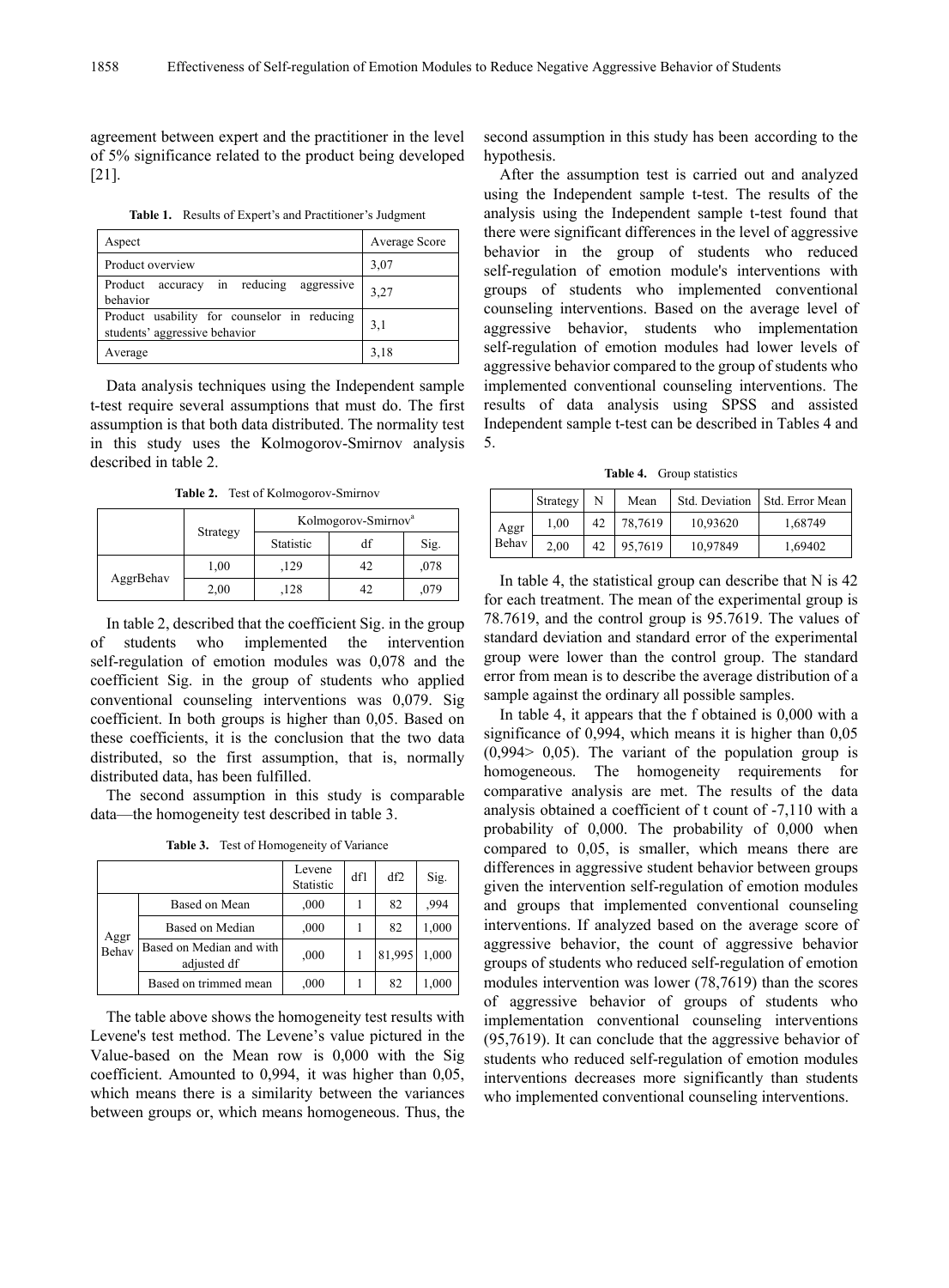agreement between expert and the practitioner in the level of 5% significance related to the product being developed [21].

**Table 1.** Results of Expert's and Practitioner's Judgment

| Aspect | Average Score |
|---|---|
| Product overview | 3,07 |
| Product accuracy in reducing aggressive behavior | 3,27 |
| Product usability for counselor in reducing students' aggressive behavior | 3,1 |
| Average | 3,18 |

Data analysis techniques using the Independent sample t-test require several assumptions that must do. The first assumption is that both data distributed. The normality test in this study uses the Kolmogorov-Smirnov analysis described in table 2.

**Table 2.** Test of Kolmogorov-Smirnov

| | Strategy | Kolmogorov-Smirnov[a] | | |
|---|---|---|---|---|
| | | Statistic | df | Sig. |
| AggrBehav | 1,00 | ,129 | 42 | ,078 |
| | 2,00 | ,128 | 42 | ,079 |

In table 2, described that the coefficient Sig. in the group of students who implemented the intervention self-regulation of emotion modules was 0,078 and the coefficient Sig. in the group of students who applied conventional counseling interventions was 0,079. Sig coefficient. In both groups is higher than 0,05. Based on these coefficients, it is the conclusion that the two data distributed, so the first assumption, that is, normally distributed data, has been fulfilled.

The second assumption in this study is comparable data—the homogeneity test described in table 3.

**Table 3.** Test of Homogeneity of Variance

| | | Levene Statistic | df1 | df2 | Sig. |
|---|---|---|---|---|---|
| Aggr Behav | Based on Mean | ,000 | 1 | 82 | ,994 |
| | Based on Median | ,000 | 1 | 82 | 1,000 |
| | Based on Median and with adjusted df | ,000 | 1 | 81,995 | 1,000 |
| | Based on trimmed mean | ,000 | 1 | 82 | 1,000 |

The table above shows the homogeneity test results with Levene's test method. The Levene's value pictured in the Value-based on the Mean row is 0,000 with the Sig coefficient. Amounted to 0,994, it was higher than 0,05, which means there is a similarity between the variances between groups or, which means homogeneous. Thus, the second assumption in this study has been according to the hypothesis.

After the assumption test is carried out and analyzed using the Independent sample t-test. The results of the analysis using the Independent sample t-test found that there were significant differences in the level of aggressive behavior in the group of students who reduced self-regulation of emotion module's interventions with groups of students who implemented conventional counseling interventions. Based on the average level of aggressive behavior, students who implementation self-regulation of emotion modules had lower levels of aggressive behavior compared to the group of students who implemented conventional counseling interventions. The results of data analysis using SPSS and assisted Independent sample t-test can be described in Tables 4 and 5.

**Table 4.** Group statistics

| | Strategy | N | Mean | Std. Deviation | Std. Error Mean |
|---|---|---|---|---|---|
| Aggr Behav | 1,00 | 42 | 78,7619 | 10,93620 | 1,68749 |
| | 2,00 | 42 | 95,7619 | 10,97849 | 1,69402 |

In table 4, the statistical group can describe that N is 42 for each treatment. The mean of the experimental group is 78.7619, and the control group is 95.7619. The values of standard deviation and standard error of the experimental group were lower than the control group. The standard error from mean is to describe the average distribution of a sample against the ordinary all possible samples.

In table 4, it appears that the f obtained is 0,000 with a significance of 0,994, which means it is higher than 0,05 (0,994> 0,05). The variant of the population group is homogeneous. The homogeneity requirements for comparative analysis are met. The results of the data analysis obtained a coefficient of t count of -7,110 with a probability of 0,000. The probability of 0,000 when compared to 0,05, is smaller, which means there are differences in aggressive student behavior between groups given the intervention self-regulation of emotion modules and groups that implemented conventional counseling interventions. If analyzed based on the average score of aggressive behavior, the count of aggressive behavior groups of students who reduced self-regulation of emotion modules intervention was lower (78,7619) than the scores of aggressive behavior of groups of students who implementation conventional counseling interventions (95,7619). It can conclude that the aggressive behavior of students who reduced self-regulation of emotion modules interventions decreases more significantly than students who implemented conventional counseling interventions.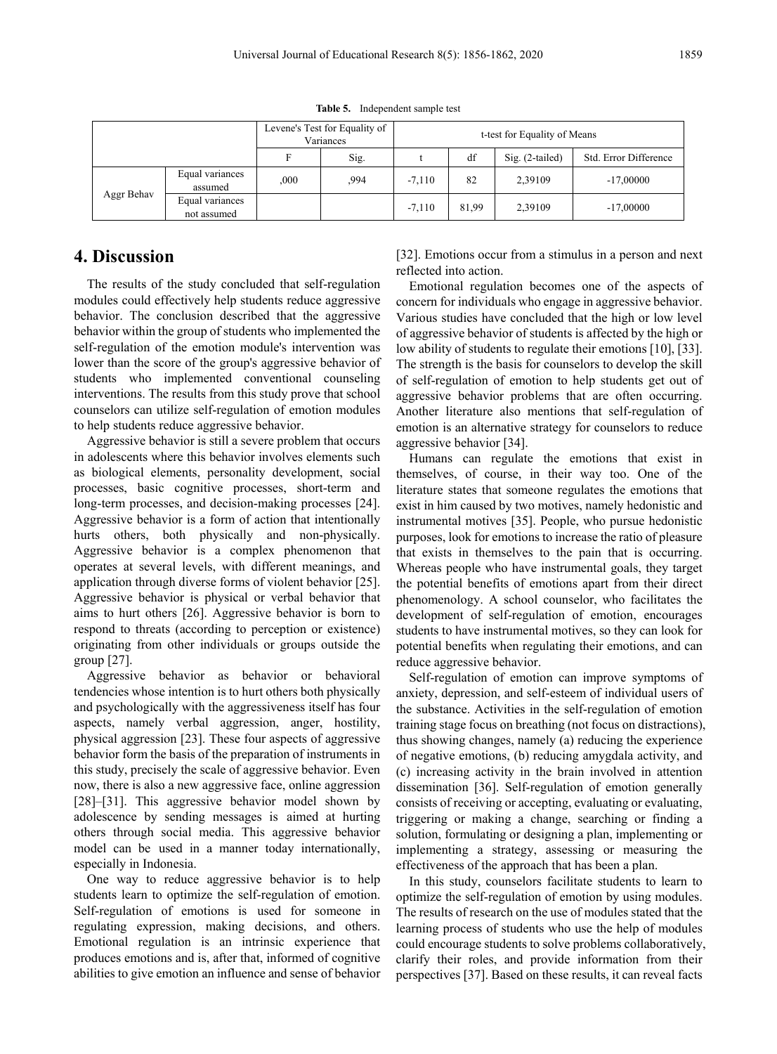**Table 5.** Independent sample test

| | | Levene's Test for Equality of Variances | | t-test for Equality of Means | | | |
|---|---|---|---|---|---|---|---|
| | | F | Sig. | t | df | Sig. (2-tailed) | Std. Error Difference |
| Aggr Behav | Equal variances assumed | ,000 | ,994 | -7,110 | 82 | 2,39109 | -17,00000 |
| | Equal variances not assumed | | | -7,110 | 81,99 | 2,39109 | -17,00000 |

## 4. Discussion

The results of the study concluded that self-regulation modules could effectively help students reduce aggressive behavior. The conclusion described that the aggressive behavior within the group of students who implemented the self-regulation of the emotion module's intervention was lower than the score of the group's aggressive behavior of students who implemented conventional counseling interventions. The results from this study prove that school counselors can utilize self-regulation of emotion modules to help students reduce aggressive behavior.

Aggressive behavior is still a severe problem that occurs in adolescents where this behavior involves elements such as biological elements, personality development, social processes, basic cognitive processes, short-term and long-term processes, and decision-making processes [24]. Aggressive behavior is a form of action that intentionally hurts others, both physically and non-physically. Aggressive behavior is a complex phenomenon that operates at several levels, with different meanings, and application through diverse forms of violent behavior [25]. Aggressive behavior is physical or verbal behavior that aims to hurt others [26]. Aggressive behavior is born to respond to threats (according to perception or existence) originating from other individuals or groups outside the group [27].

Aggressive behavior as behavior or behavioral tendencies whose intention is to hurt others both physically and psychologically with the aggressiveness itself has four aspects, namely verbal aggression, anger, hostility, physical aggression [23]. These four aspects of aggressive behavior form the basis of the preparation of instruments in this study, precisely the scale of aggressive behavior. Even now, there is also a new aggressive face, online aggression [28]–[31]. This aggressive behavior model shown by adolescence by sending messages is aimed at hurting others through social media. This aggressive behavior model can be used in a manner today internationally, especially in Indonesia.

One way to reduce aggressive behavior is to help students learn to optimize the self-regulation of emotion. Self-regulation of emotions is used for someone in regulating expression, making decisions, and others. Emotional regulation is an intrinsic experience that produces emotions and is, after that, informed of cognitive abilities to give emotion an influence and sense of behavior [32]. Emotions occur from a stimulus in a person and next reflected into action.

Emotional regulation becomes one of the aspects of concern for individuals who engage in aggressive behavior. Various studies have concluded that the high or low level of aggressive behavior of students is affected by the high or low ability of students to regulate their emotions [10], [33]. The strength is the basis for counselors to develop the skill of self-regulation of emotion to help students get out of aggressive behavior problems that are often occurring. Another literature also mentions that self-regulation of emotion is an alternative strategy for counselors to reduce aggressive behavior [34].

Humans can regulate the emotions that exist in themselves, of course, in their way too. One of the literature states that someone regulates the emotions that exist in him caused by two motives, namely hedonistic and instrumental motives [35]. People, who pursue hedonistic purposes, look for emotions to increase the ratio of pleasure that exists in themselves to the pain that is occurring. Whereas people who have instrumental goals, they target the potential benefits of emotions apart from their direct phenomenology. A school counselor, who facilitates the development of self-regulation of emotion, encourages students to have instrumental motives, so they can look for potential benefits when regulating their emotions, and can reduce aggressive behavior.

Self-regulation of emotion can improve symptoms of anxiety, depression, and self-esteem of individual users of the substance. Activities in the self-regulation of emotion training stage focus on breathing (not focus on distractions), thus showing changes, namely (a) reducing the experience of negative emotions, (b) reducing amygdala activity, and (c) increasing activity in the brain involved in attention dissemination [36]. Self-regulation of emotion generally consists of receiving or accepting, evaluating or evaluating, triggering or making a change, searching or finding a solution, formulating or designing a plan, implementing or implementing a strategy, assessing or measuring the effectiveness of the approach that has been a plan.

In this study, counselors facilitate students to learn to optimize the self-regulation of emotion by using modules. The results of research on the use of modules stated that the learning process of students who use the help of modules could encourage students to solve problems collaboratively, clarify their roles, and provide information from their perspectives [37]. Based on these results, it can reveal facts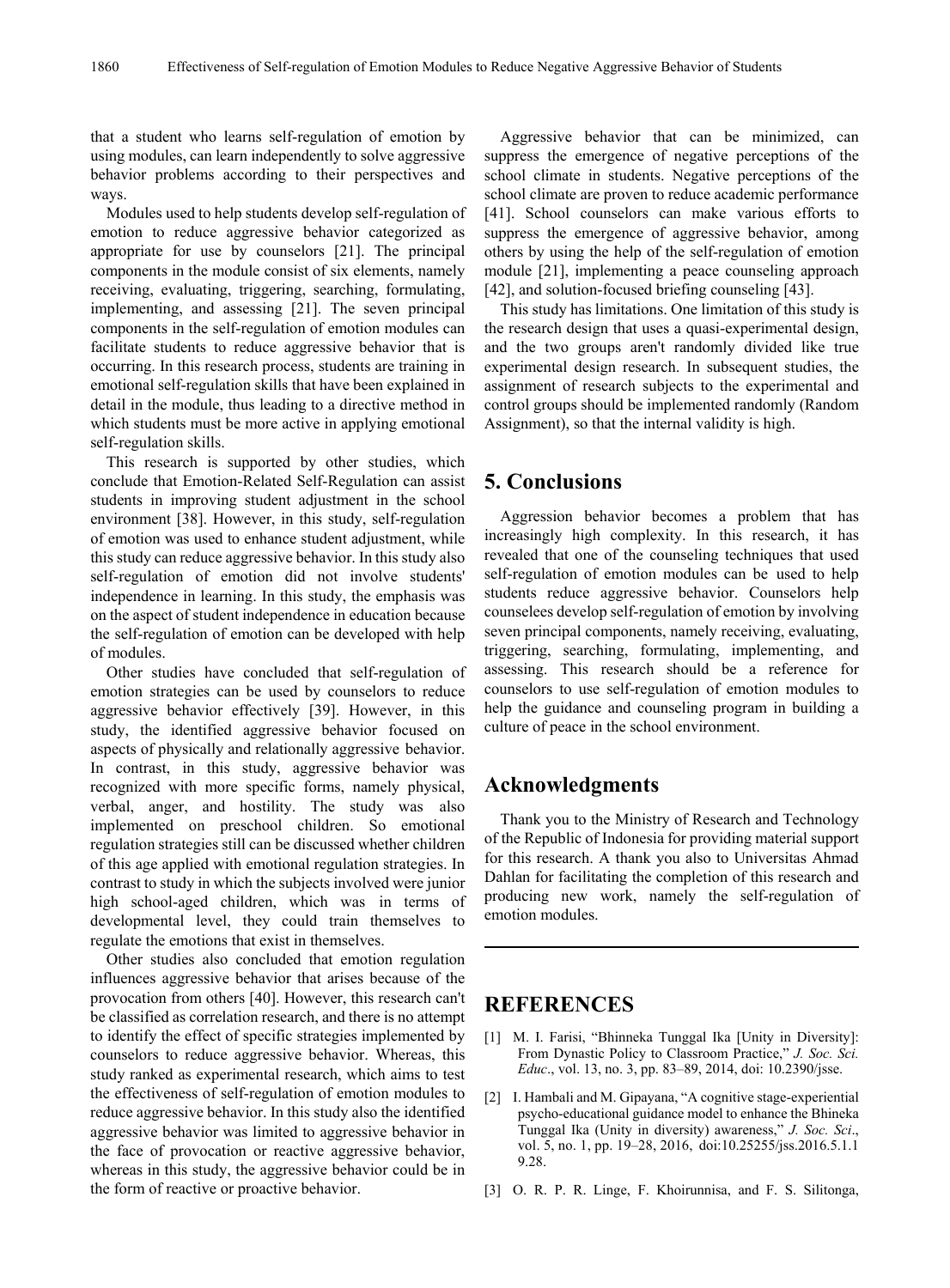that a student who learns self-regulation of emotion by using modules, can learn independently to solve aggressive behavior problems according to their perspectives and ways.

Modules used to help students develop self-regulation of emotion to reduce aggressive behavior categorized as appropriate for use by counselors [21]. The principal components in the module consist of six elements, namely receiving, evaluating, triggering, searching, formulating, implementing, and assessing [21]. The seven principal components in the self-regulation of emotion modules can facilitate students to reduce aggressive behavior that is occurring. In this research process, students are training in emotional self-regulation skills that have been explained in detail in the module, thus leading to a directive method in which students must be more active in applying emotional self-regulation skills.

This research is supported by other studies, which conclude that Emotion-Related Self-Regulation can assist students in improving student adjustment in the school environment [38]. However, in this study, self-regulation of emotion was used to enhance student adjustment, while this study can reduce aggressive behavior. In this study also self-regulation of emotion did not involve students' independence in learning. In this study, the emphasis was on the aspect of student independence in education because the self-regulation of emotion can be developed with help of modules.

Other studies have concluded that self-regulation of emotion strategies can be used by counselors to reduce aggressive behavior effectively [39]. However, in this study, the identified aggressive behavior focused on aspects of physically and relationally aggressive behavior. In contrast, in this study, aggressive behavior was recognized with more specific forms, namely physical, verbal, anger, and hostility. The study was also implemented on preschool children. So emotional regulation strategies still can be discussed whether children of this age applied with emotional regulation strategies. In contrast to study in which the subjects involved were junior high school-aged children, which was in terms of developmental level, they could train themselves to regulate the emotions that exist in themselves.

Other studies also concluded that emotion regulation influences aggressive behavior that arises because of the provocation from others [40]. However, this research can't be classified as correlation research, and there is no attempt to identify the effect of specific strategies implemented by counselors to reduce aggressive behavior. Whereas, this study ranked as experimental research, which aims to test the effectiveness of self-regulation of emotion modules to reduce aggressive behavior. In this study also the identified aggressive behavior was limited to aggressive behavior in the face of provocation or reactive aggressive behavior, whereas in this study, the aggressive behavior could be in the form of reactive or proactive behavior.

Aggressive behavior that can be minimized, can suppress the emergence of negative perceptions of the school climate in students. Negative perceptions of the school climate are proven to reduce academic performance [41]. School counselors can make various efforts to suppress the emergence of aggressive behavior, among others by using the help of the self-regulation of emotion module [21], implementing a peace counseling approach [42], and solution-focused briefing counseling [43].

This study has limitations. One limitation of this study is the research design that uses a quasi-experimental design, and the two groups aren't randomly divided like true experimental design research. In subsequent studies, the assignment of research subjects to the experimental and control groups should be implemented randomly (Random Assignment), so that the internal validity is high.

# 5. Conclusions

Aggression behavior becomes a problem that has increasingly high complexity. In this research, it has revealed that one of the counseling techniques that used self-regulation of emotion modules can be used to help students reduce aggressive behavior. Counselors help counselees develop self-regulation of emotion by involving seven principal components, namely receiving, evaluating, triggering, searching, formulating, implementing, and assessing. This research should be a reference for counselors to use self-regulation of emotion modules to help the guidance and counseling program in building a culture of peace in the school environment.

# Acknowledgments

Thank you to the Ministry of Research and Technology of the Republic of Indonesia for providing material support for this research. A thank you also to Universitas Ahmad Dahlan for facilitating the completion of this research and producing new work, namely the self-regulation of emotion modules.

# REFERENCES

[1] M. I. Farisi, "Bhinneka Tunggal Ika [Unity in Diversity]: From Dynastic Policy to Classroom Practice," *J. Soc. Sci. Educ*., vol. 13, no. 3, pp. 83–89, 2014, doi: 10.2390/jsse.

[2] I. Hambali and M. Gipayana, "A cognitive stage-experiential psycho-educational guidance model to enhance the Bhineka Tunggal Ika (Unity in diversity) awareness," *J. Soc. Sci*., vol. 5, no. 1, pp. 19–28, 2016, doi:10.25255/jss.2016.5.1.19.28.

[3] O. R. P. R. Linge, F. Khoirunnisa, and F. S. Silitonga,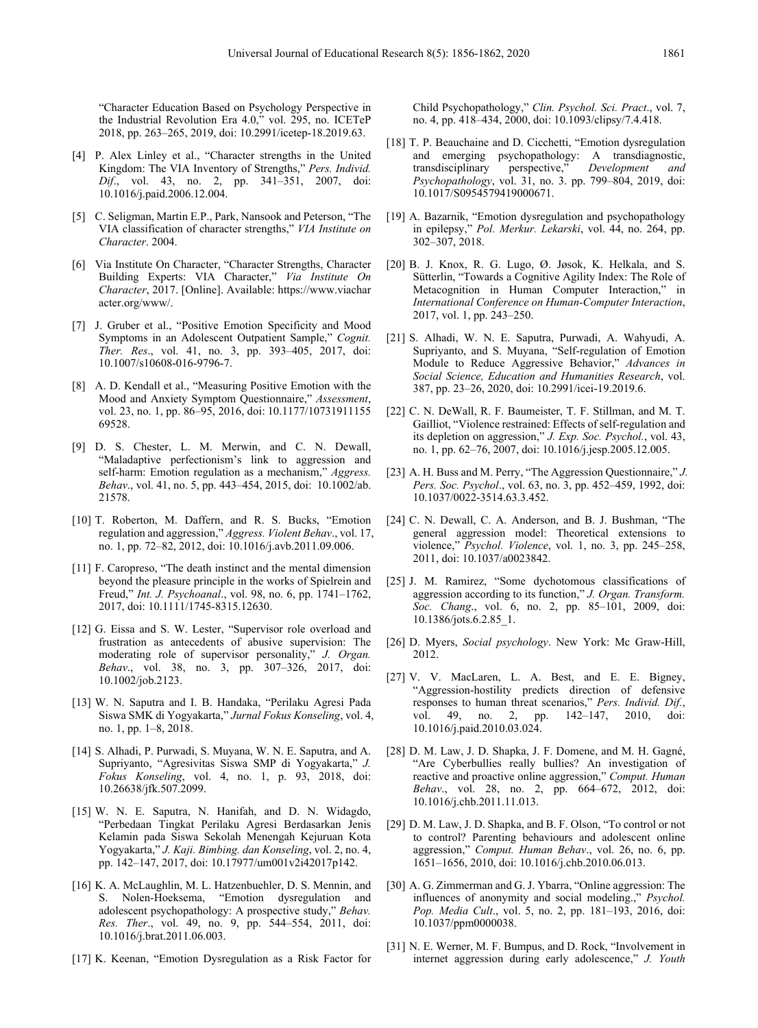"Character Education Based on Psychology Perspective in the Industrial Revolution Era 4.0," vol. 295, no. ICETeP 2018, pp. 263–265, 2019, doi: 10.2991/icetep-18.2019.63.

[4] P. Alex Linley et al., "Character strengths in the United Kingdom: The VIA Inventory of Strengths," *Pers. Individ. Dif.*, vol. 43, no. 2, pp. 341–351, 2007, doi: 10.1016/j.paid.2006.12.004.

[5] C. Seligman, Martin E.P., Park, Nansook and Peterson, "The VIA classification of character strengths," *VIA Institute on Character*. 2004.

[6] Via Institute On Character, "Character Strengths, Character Building Experts: VIA Character," *Via Institute On Character*, 2017. [Online]. Available: https://www.viacharacter.org/www/.

[7] J. Gruber et al., "Positive Emotion Specificity and Mood Symptoms in an Adolescent Outpatient Sample," *Cognit. Ther. Res.*, vol. 41, no. 3, pp. 393–405, 2017, doi: 10.1007/s10608-016-9796-7.

[8] A. D. Kendall et al., "Measuring Positive Emotion with the Mood and Anxiety Symptom Questionnaire," *Assessment*, vol. 23, no. 1, pp. 86–95, 2016, doi: 10.1177/1073191115569528.

[9] D. S. Chester, L. M. Merwin, and C. N. Dewall, "Maladaptive perfectionism's link to aggression and self-harm: Emotion regulation as a mechanism," *Aggress. Behav.*, vol. 41, no. 5, pp. 443–454, 2015, doi: 10.1002/ab.21578.

[10] T. Roberton, M. Daffern, and R. S. Bucks, "Emotion regulation and aggression," *Aggress. Violent Behav.*, vol. 17, no. 1, pp. 72–82, 2012, doi: 10.1016/j.avb.2011.09.006.

[11] F. Caropreso, "The death instinct and the mental dimension beyond the pleasure principle in the works of Spielrein and Freud," *Int. J. Psychoanal.*, vol. 98, no. 6, pp. 1741–1762, 2017, doi: 10.1111/1745-8315.12630.

[12] G. Eissa and S. W. Lester, "Supervisor role overload and frustration as antecedents of abusive supervision: The moderating role of supervisor personality," *J. Organ. Behav.*, vol. 38, no. 3, pp. 307–326, 2017, doi: 10.1002/job.2123.

[13] W. N. Saputra and I. B. Handaka, "Perilaku Agresi Pada Siswa SMK di Yogyakarta," *Jurnal Fokus Konseling*, vol. 4, no. 1, pp. 1–8, 2018.

[14] S. Alhadi, P. Purwadi, S. Muyana, W. N. E. Saputra, and A. Supriyanto, "Agresivitas Siswa SMP di Yogyakarta," *J. Fokus Konseling*, vol. 4, no. 1, p. 93, 2018, doi: 10.26638/jfk.507.2099.

[15] W. N. E. Saputra, N. Hanifah, and D. N. Widagdo, "Perbedaan Tingkat Perilaku Agresi Berdasarkan Jenis Kelamin pada Siswa Sekolah Menengah Kejuruan Kota Yogyakarta," *J. Kaji. Bimbing. dan Konseling*, vol. 2, no. 4, pp. 142–147, 2017, doi: 10.17977/um001v2i42017p142.

[16] K. A. McLaughlin, M. L. Hatzenbuehler, D. S. Mennin, and S. Nolen-Hoeksema, "Emotion dysregulation and adolescent psychopathology: A prospective study," *Behav. Res. Ther.*, vol. 49, no. 9, pp. 544–554, 2011, doi: 10.1016/j.brat.2011.06.003.

[17] K. Keenan, "Emotion Dysregulation as a Risk Factor for Child Psychopathology," *Clin. Psychol. Sci. Pract.*, vol. 7, no. 4, pp. 418–434, 2000, doi: 10.1093/clipsy/7.4.418.

[18] T. P. Beauchaine and D. Cicchetti, "Emotion dysregulation and emerging psychopathology: A transdiagnostic, transdisciplinary perspective," *Development and Psychopathology*, vol. 31, no. 3. pp. 799–804, 2019, doi: 10.1017/S0954579419000671.

[19] A. Bazarnik, "Emotion dysregulation and psychopathology in epilepsy," *Pol. Merkur. Lekarski*, vol. 44, no. 264, pp. 302–307, 2018.

[20] B. J. Knox, R. G. Lugo, Ø. Jøsok, K. Helkala, and S. Sütterlin, "Towards a Cognitive Agility Index: The Role of Metacognition in Human Computer Interaction," in *International Conference on Human-Computer Interaction*, 2017, vol. 1, pp. 243–250.

[21] S. Alhadi, W. N. E. Saputra, Purwadi, A. Wahyudi, A. Supriyanto, and S. Muyana, "Self-regulation of Emotion Module to Reduce Aggressive Behavior," *Advances in Social Science, Education and Humanities Research*, vol. 387, pp. 23–26, 2020, doi: 10.2991/icei-19.2019.6.

[22] C. N. DeWall, R. F. Baumeister, T. F. Stillman, and M. T. Gailliot, "Violence restrained: Effects of self-regulation and its depletion on aggression," *J. Exp. Soc. Psychol.*, vol. 43, no. 1, pp. 62–76, 2007, doi: 10.1016/j.jesp.2005.12.005.

[23] A. H. Buss and M. Perry, "The Aggression Questionnaire," *J. Pers. Soc. Psychol.*, vol. 63, no. 3, pp. 452–459, 1992, doi: 10.1037/0022-3514.63.3.452.

[24] C. N. Dewall, C. A. Anderson, and B. J. Bushman, "The general aggression model: Theoretical extensions to violence," *Psychol. Violence*, vol. 1, no. 3, pp. 245–258, 2011, doi: 10.1037/a0023842.

[25] J. M. Ramirez, "Some dychotomous classifications of aggression according to its function," *J. Organ. Transform. Soc. Chang.*, vol. 6, no. 2, pp. 85–101, 2009, doi: 10.1386/jots.6.2.85_1.

[26] D. Myers, *Social psychology*. New York: Mc Graw-Hill, 2012.

[27] V. V. MacLaren, L. A. Best, and E. E. Bigney, "Aggression-hostility predicts direction of defensive responses to human threat scenarios," *Pers. Individ. Dif.*, vol. 49, no. 2, pp. 142–147, 2010, doi: 10.1016/j.paid.2010.03.024.

[28] D. M. Law, J. D. Shapka, J. F. Domene, and M. H. Gagné, "Are Cyberbullies really bullies? An investigation of reactive and proactive online aggression," *Comput. Human Behav.*, vol. 28, no. 2, pp. 664–672, 2012, doi: 10.1016/j.chb.2011.11.013.

[29] D. M. Law, J. D. Shapka, and B. F. Olson, "To control or not to control? Parenting behaviours and adolescent online aggression," *Comput. Human Behav.*, vol. 26, no. 6, pp. 1651–1656, 2010, doi: 10.1016/j.chb.2010.06.013.

[30] A. G. Zimmerman and G. J. Ybarra, "Online aggression: The influences of anonymity and social modeling.," *Psychol. Pop. Media Cult.*, vol. 5, no. 2, pp. 181–193, 2016, doi: 10.1037/ppm0000038.

[31] N. E. Werner, M. F. Bumpus, and D. Rock, "Involvement in internet aggression during early adolescence," *J. Youth*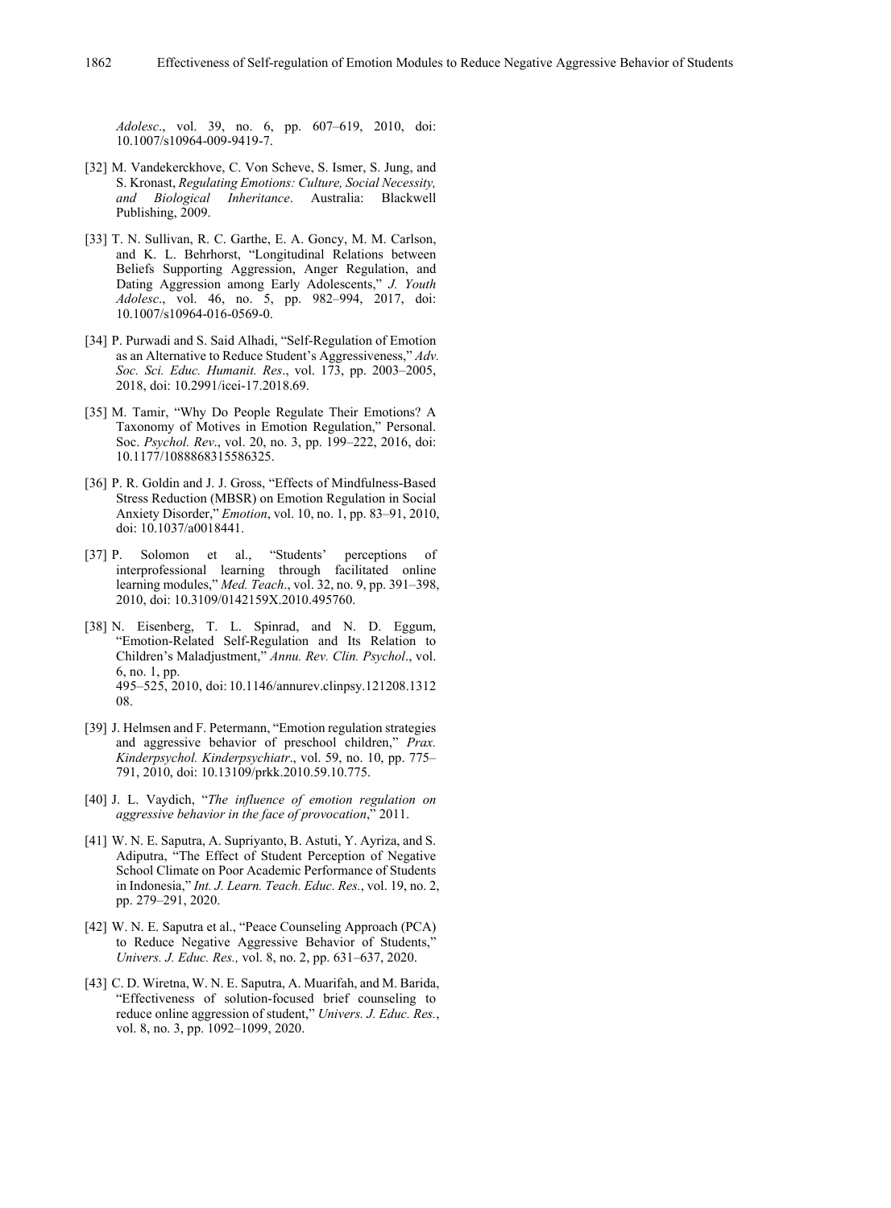*Adolesc*., vol. 39, no. 6, pp. 607–619, 2010, doi: 10.1007/s10964-009-9419-7.

[32] M. Vandekerckhove, C. Von Scheve, S. Ismer, S. Jung, and S. Kronast, *Regulating Emotions: Culture, Social Necessity, and Biological Inheritance*. Australia: Blackwell Publishing, 2009.

[33] T. N. Sullivan, R. C. Garthe, E. A. Goncy, M. M. Carlson, and K. L. Behrhorst, "Longitudinal Relations between Beliefs Supporting Aggression, Anger Regulation, and Dating Aggression among Early Adolescents," *J. Youth Adolesc*., vol. 46, no. 5, pp. 982–994, 2017, doi: 10.1007/s10964-016-0569-0.

[34] P. Purwadi and S. Said Alhadi, "Self-Regulation of Emotion as an Alternative to Reduce Student's Aggressiveness," *Adv. Soc. Sci. Educ. Humanit. Res*., vol. 173, pp. 2003–2005, 2018, doi: 10.2991/icei-17.2018.69.

[35] M. Tamir, "Why Do People Regulate Their Emotions? A Taxonomy of Motives in Emotion Regulation," Personal. Soc. *Psychol. Rev*., vol. 20, no. 3, pp. 199–222, 2016, doi: 10.1177/1088868315586325.

[36] P. R. Goldin and J. J. Gross, "Effects of Mindfulness-Based Stress Reduction (MBSR) on Emotion Regulation in Social Anxiety Disorder," *Emotion*, vol. 10, no. 1, pp. 83–91, 2010, doi: 10.1037/a0018441.

[37] P. Solomon et al., "Students' perceptions of interprofessional learning through facilitated online learning modules," *Med. Teach*., vol. 32, no. 9, pp. 391–398, 2010, doi: 10.3109/0142159X.2010.495760.

[38] N. Eisenberg, T. L. Spinrad, and N. D. Eggum, "Emotion-Related Self-Regulation and Its Relation to Children's Maladjustment," *Annu. Rev. Clin. Psychol*., vol. 6, no. 1, pp. 495–525, 2010, doi: 10.1146/annurev.clinpsy.121208.131208.

[39] J. Helmsen and F. Petermann, "Emotion regulation strategies and aggressive behavior of preschool children," *Prax. Kinderpsychol. Kinderpsychiatr*., vol. 59, no. 10, pp. 775–791, 2010, doi: 10.13109/prkk.2010.59.10.775.

[40] J. L. Vaydich, "*The influence of emotion regulation on aggressive behavior in the face of provocation*," 2011.

[41] W. N. E. Saputra, A. Supriyanto, B. Astuti, Y. Ayriza, and S. Adiputra, "The Effect of Student Perception of Negative School Climate on Poor Academic Performance of Students in Indonesia," *Int. J. Learn. Teach. Educ. Res.*, vol. 19, no. 2, pp. 279–291, 2020.

[42] W. N. E. Saputra et al., "Peace Counseling Approach (PCA) to Reduce Negative Aggressive Behavior of Students," *Univers. J. Educ. Res.,* vol. 8, no. 2, pp. 631–637, 2020.

[43] C. D. Wiretna, W. N. E. Saputra, A. Muarifah, and M. Barida, "Effectiveness of solution-focused brief counseling to reduce online aggression of student," *Univers. J. Educ. Res.*, vol. 8, no. 3, pp. 1092–1099, 2020.